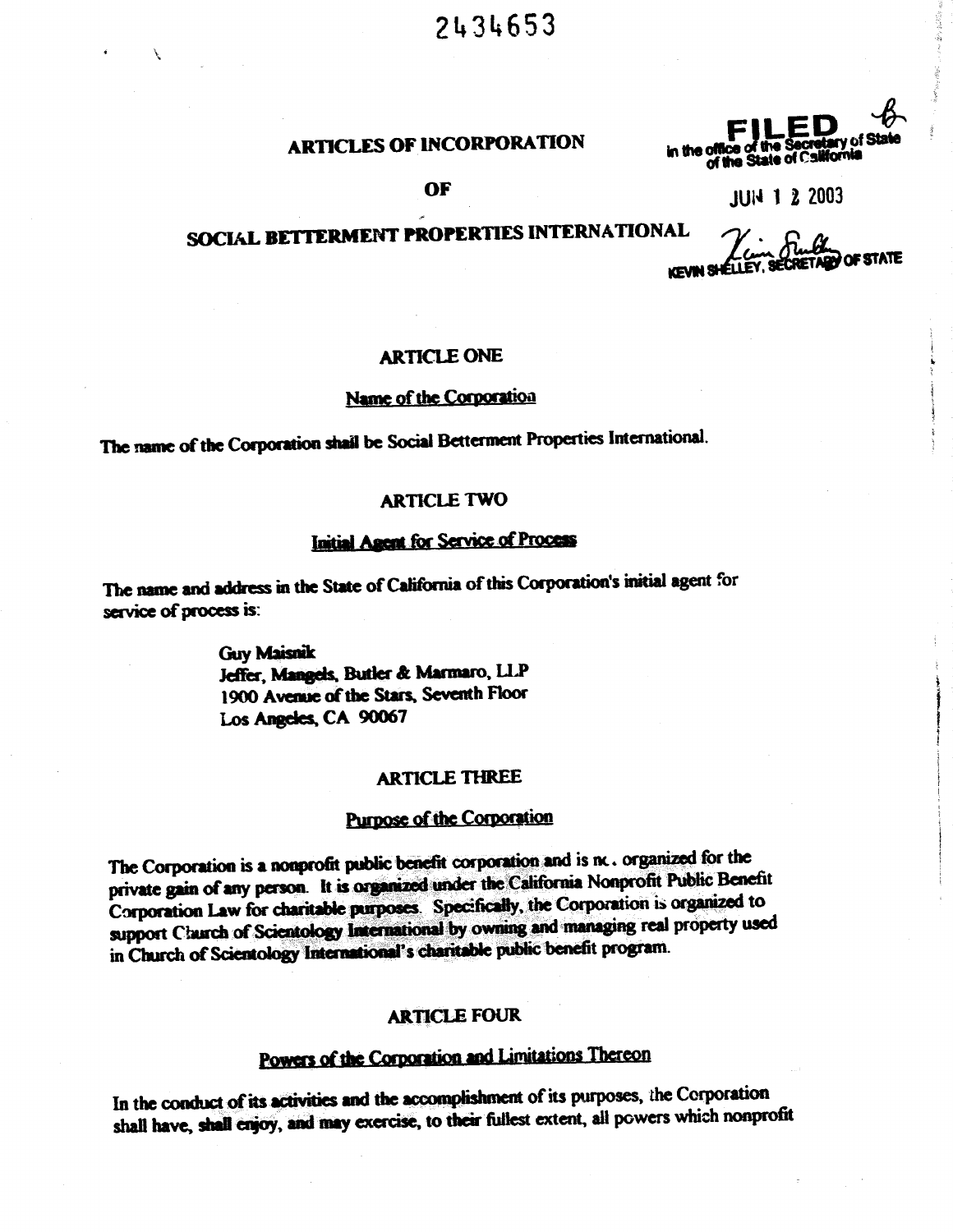2434653

**FILED**
in the office of the Secretary of State
of the State of California

JUN 1 2 2003

KEVIN SHELLEY, SECRETARY OF STATE

# ARTICLES OF INCORPORATION

# OF

# SOCIAL BETTERMENT PROPERTIES INTERNATIONAL

## ARTICLE ONE

### Name of the Corporation

The name of the Corporation shall be Social Betterment Properties International.

## ARTICLE TWO

### Initial Agent for Service of Process

The name and address in the State of California of this Corporation's initial agent for service of process is:

> Guy Maisnik
> Jeffer, Mangels, Butler & Marmaro, LLP
> 1900 Avenue of the Stars, Seventh Floor
> Los Angeles, CA 90067

## ARTICLE THREE

### Purpose of the Corporation

The Corporation is a nonprofit public benefit corporation and is not organized for the private gain of any person. It is organized under the California Nonprofit Public Benefit Corporation Law for charitable purposes. Specifically, the Corporation is organized to support Church of Scientology International by owning and managing real property used in Church of Scientology International's charitable public benefit program.

## ARTICLE FOUR

### Powers of the Corporation and Limitations Thereon

In the conduct of its activities and the accomplishment of its purposes, the Corporation shall have, shall enjoy, and may exercise, to their fullest extent, all powers which nonprofit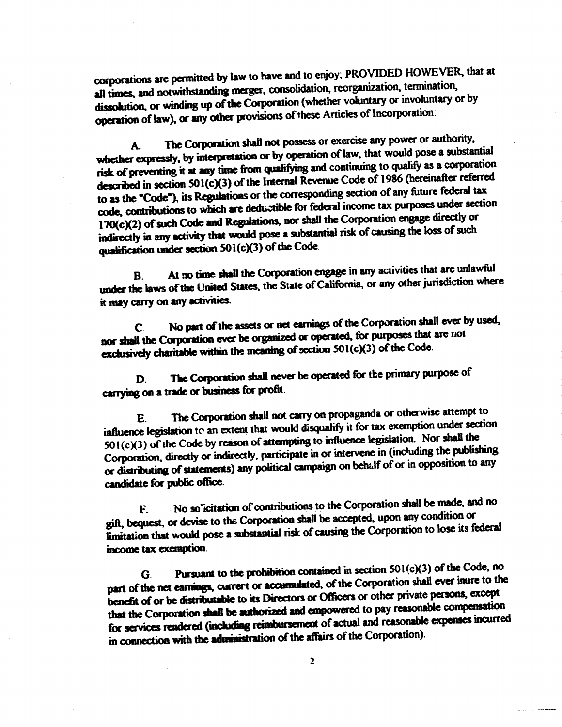corporations are permitted by law to have and to enjoy; PROVIDED HOWEVER, that at all times, and notwithstanding merger, consolidation, reorganization, termination, dissolution, or winding up of the Corporation (whether voluntary or involuntary or by operation of law), or any other provisions of these Articles of Incorporation:

A. The Corporation shall not possess or exercise any power or authority, whether expressly, by interpretation or by operation of law, that would pose a substantial risk of preventing it at any time from qualifying and continuing to qualify as a corporation described in section 501(c)(3) of the Internal Revenue Code of 1986 (hereinafter referred to as the "Code"), its Regulations or the corresponding section of any future federal tax code, contributions to which are deductible for federal income tax purposes under section 170(c)(2) of such Code and Regulations, nor shall the Corporation engage directly or indirectly in any activity that would pose a substantial risk of causing the loss of such qualification under section 501(c)(3) of the Code.

B. At no time shall the Corporation engage in any activities that are unlawful under the laws of the United States, the State of California, or any other jurisdiction where it may carry on any activities.

C. No part of the assets or net earnings of the Corporation shall ever by used, nor shall the Corporation ever be organized or operated, for purposes that are not exclusively charitable within the meaning of section 501(c)(3) of the Code.

D. The Corporation shall never be operated for the primary purpose of carrying on a trade or business for profit.

E. The Corporation shall not carry on propaganda or otherwise attempt to influence legislation to an extent that would disqualify it for tax exemption under section 501(c)(3) of the Code by reason of attempting to influence legislation. Nor shall the Corporation, directly or indirectly, participate in or intervene in (including the publishing or distributing of statements) any political campaign on behalf of or in opposition to any candidate for public office.

F. No solicitation of contributions to the Corporation shall be made, and no gift, bequest, or devise to the Corporation shall be accepted, upon any condition or limitation that would pose a substantial risk of causing the Corporation to lose its federal income tax exemption.

G. Pursuant to the prohibition contained in section 501(c)(3) of the Code, no part of the net earnings, current or accumulated, of the Corporation shall ever inure to the benefit of or be distributable to its Directors or Officers or other private persons, except that the Corporation shall be authorized and empowered to pay reasonable compensation for services rendered (including reimbursement of actual and reasonable expenses incurred in connection with the administration of the affairs of the Corporation).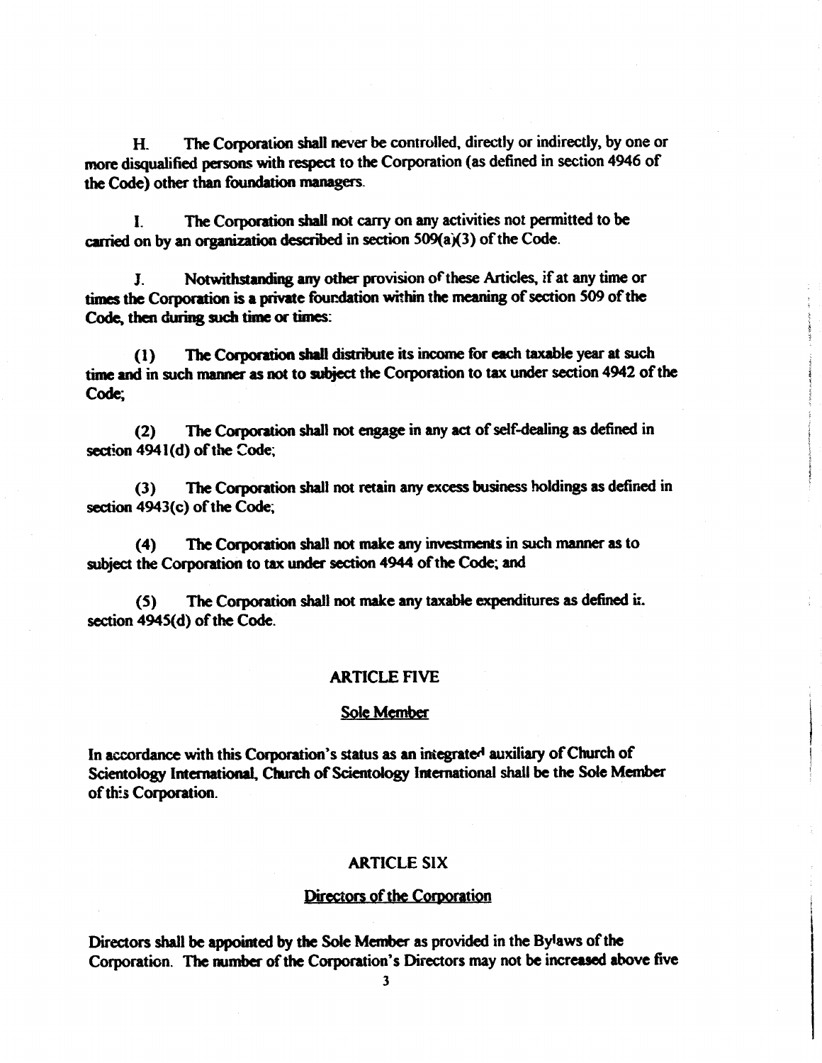H. The Corporation shall never be controlled, directly or indirectly, by one or more disqualified persons with respect to the Corporation (as defined in section 4946 of the Code) other than foundation managers.

I. The Corporation shall not carry on any activities not permitted to be carried on by an organization described in section 509(a)(3) of the Code.

J. Notwithstanding any other provision of these Articles, if at any time or times the Corporation is a private foundation within the meaning of section 509 of the Code, then during such time or times:

(1) The Corporation shall distribute its income for each taxable year at such time and in such manner as not to subject the Corporation to tax under section 4942 of the Code;

(2) The Corporation shall not engage in any act of self-dealing as defined in section 4941(d) of the Code;

(3) The Corporation shall not retain any excess business holdings as defined in section 4943(c) of the Code;

(4) The Corporation shall not make any investments in such manner as to subject the Corporation to tax under section 4944 of the Code; and

(5) The Corporation shall not make any taxable expenditures as defined in section 4945(d) of the Code.

## ARTICLE FIVE

### Sole Member

In accordance with this Corporation's status as an integrated auxiliary of Church of Scientology International, Church of Scientology International shall be the Sole Member of this Corporation.

## ARTICLE SIX

### Directors of the Corporation

Directors shall be appointed by the Sole Member as provided in the Bylaws of the Corporation. The number of the Corporation's Directors may not be increased above five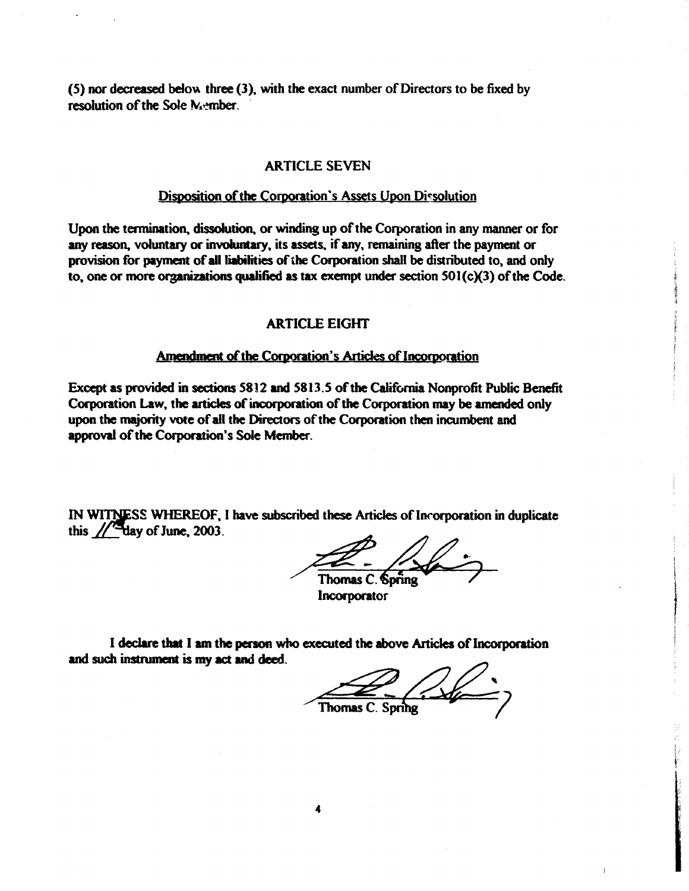(5) nor decreased below three (3), with the exact number of Directors to be fixed by resolution of the Sole Member.

## ARTICLE SEVEN

### Disposition of the Corporation's Assets Upon Dissolution

Upon the termination, dissolution, or winding up of the Corporation in any manner or for any reason, voluntary or involuntary, its assets, if any, remaining after the payment or provision for payment of all liabilities of the Corporation shall be distributed to, and only to, one or more organizations qualified as tax exempt under section 501(c)(3) of the Code.

## ARTICLE EIGHT

### Amendment of the Corporation's Articles of Incorporation

Except as provided in sections 5812 and 5813.5 of the California Nonprofit Public Benefit Corporation Law, the articles of incorporation of the Corporation may be amended only upon the majority vote of all the Directors of the Corporation then incumbent and approval of the Corporation's Sole Member.

IN WITNESS WHEREOF, I have subscribed these Articles of Incorporation in duplicate this 11th day of June, 2003.

Thomas C. Spring
Incorporator

I declare that I am the person who executed the above Articles of Incorporation and such instrument is my act and deed.

Thomas C. Spring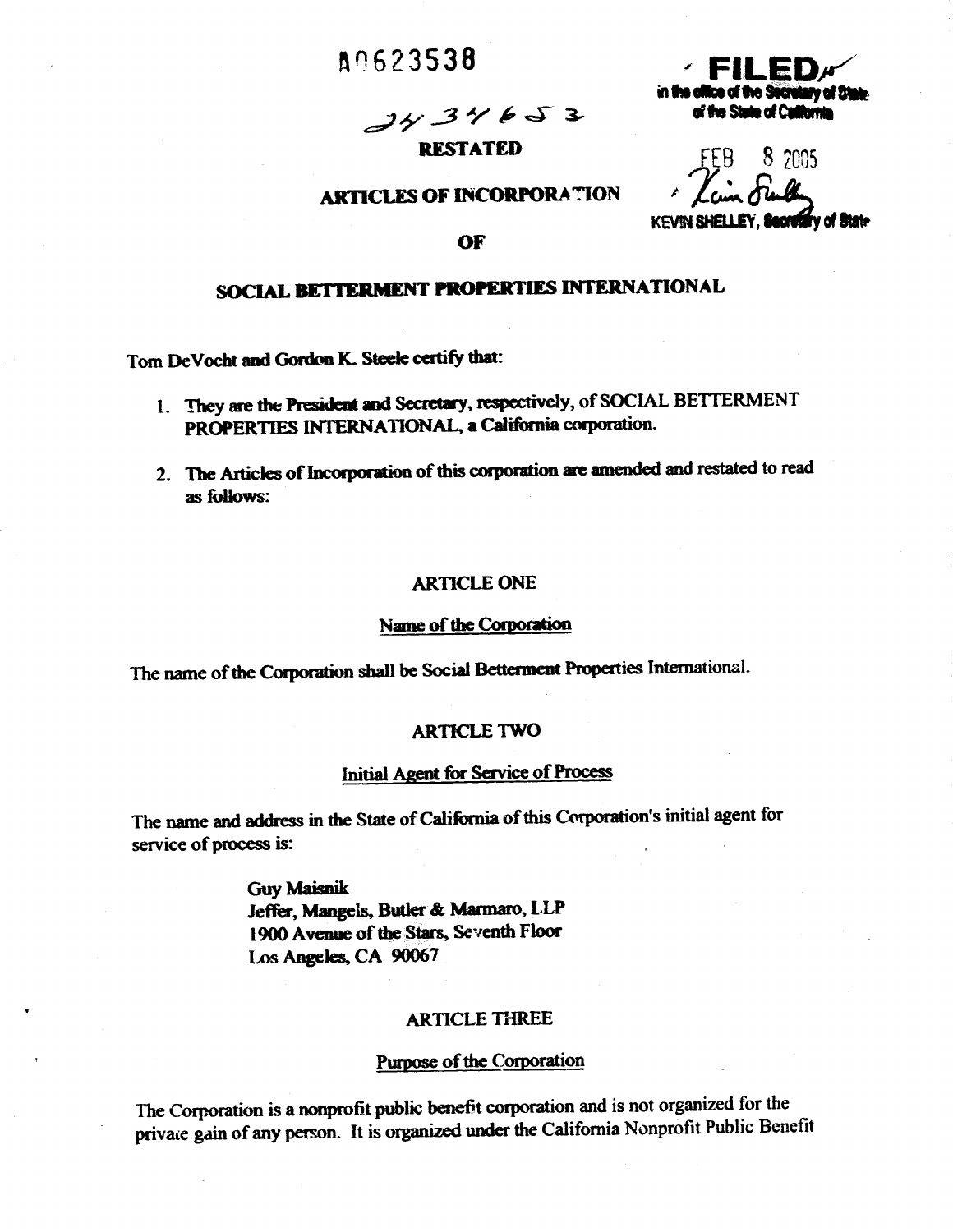A0623538

**FILED** in the office of the Secretary of State of the State of California

FEB 8 2005

KEVIN SHELLEY, Secretary of State

2434653

# RESTATED

# ARTICLES OF INCORPORATION

# OF

# SOCIAL BETTERMENT PROPERTIES INTERNATIONAL

Tom DeVocht and Gordon K. Steele certify that:

1. They are the President and Secretary, respectively, of SOCIAL BETTERMENT PROPERTIES INTERNATIONAL, a California corporation.
2. The Articles of Incorporation of this corporation are amended and restated to read as follows:

## ARTICLE ONE

### Name of the Corporation

The name of the Corporation shall be Social Betterment Properties International.

## ARTICLE TWO

### Initial Agent for Service of Process

The name and address in the State of California of this Corporation's initial agent for service of process is:

> Guy Maisnik
> Jeffer, Mangels, Butler & Marmaro, LLP
> 1900 Avenue of the Stars, Seventh Floor
> Los Angeles, CA 90067

## ARTICLE THREE

### Purpose of the Corporation

The Corporation is a nonprofit public benefit corporation and is not organized for the private gain of any person. It is organized under the California Nonprofit Public Benefit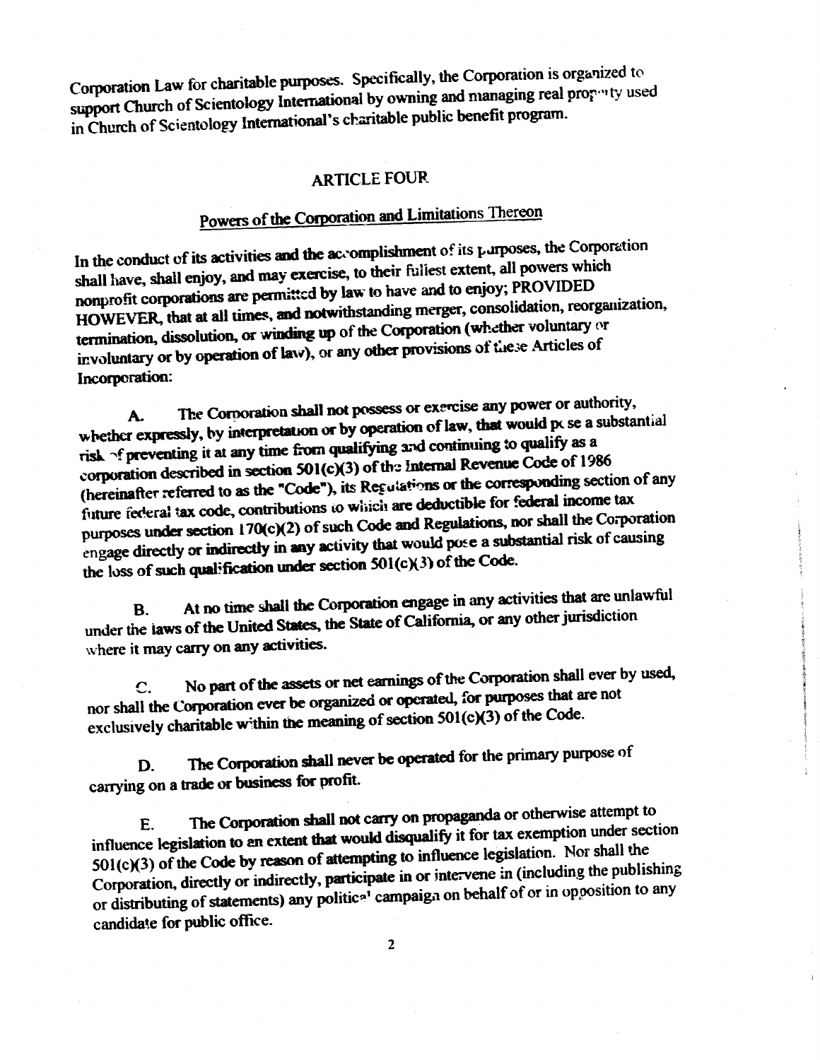Corporation Law for charitable purposes. Specifically, the Corporation is organized to support Church of Scientology International by owning and managing real property used in Church of Scientology International's charitable public benefit program.

## ARTICLE FOUR

### Powers of the Corporation and Limitations Thereon

In the conduct of its activities and the accomplishment of its purposes, the Corporation shall have, shall enjoy, and may exercise, to their fullest extent, all powers which nonprofit corporations are permitted by law to have and to enjoy; PROVIDED HOWEVER, that at all times, and notwithstanding merger, consolidation, reorganization, termination, dissolution, or winding up of the Corporation (whether voluntary or involuntary or by operation of law), or any other provisions of these Articles of Incorporation:

A. The Corporation shall not possess or exercise any power or authority, whether expressly, by interpretation or by operation of law, that would pose a substantial risk of preventing it at any time from qualifying and continuing to qualify as a corporation described in section 501(c)(3) of the Internal Revenue Code of 1986 (hereinafter referred to as the "Code"), its Regulations or the corresponding section of any future federal tax code, contributions to which are deductible for federal income tax purposes under section 170(c)(2) of such Code and Regulations, nor shall the Corporation engage directly or indirectly in any activity that would pose a substantial risk of causing the loss of such qualification under section 501(c)(3) of the Code.

B. At no time shall the Corporation engage in any activities that are unlawful under the laws of the United States, the State of California, or any other jurisdiction where it may carry on any activities.

C. No part of the assets or net earnings of the Corporation shall ever by used, nor shall the Corporation ever be organized or operated, for purposes that are not exclusively charitable within the meaning of section 501(c)(3) of the Code.

D. The Corporation shall never be operated for the primary purpose of carrying on a trade or business for profit.

E. The Corporation shall not carry on propaganda or otherwise attempt to influence legislation to an extent that would disqualify it for tax exemption under section 501(c)(3) of the Code by reason of attempting to influence legislation. Nor shall the Corporation, directly or indirectly, participate in or intervene in (including the publishing or distributing of statements) any political campaign on behalf of or in opposition to any candidate for public office.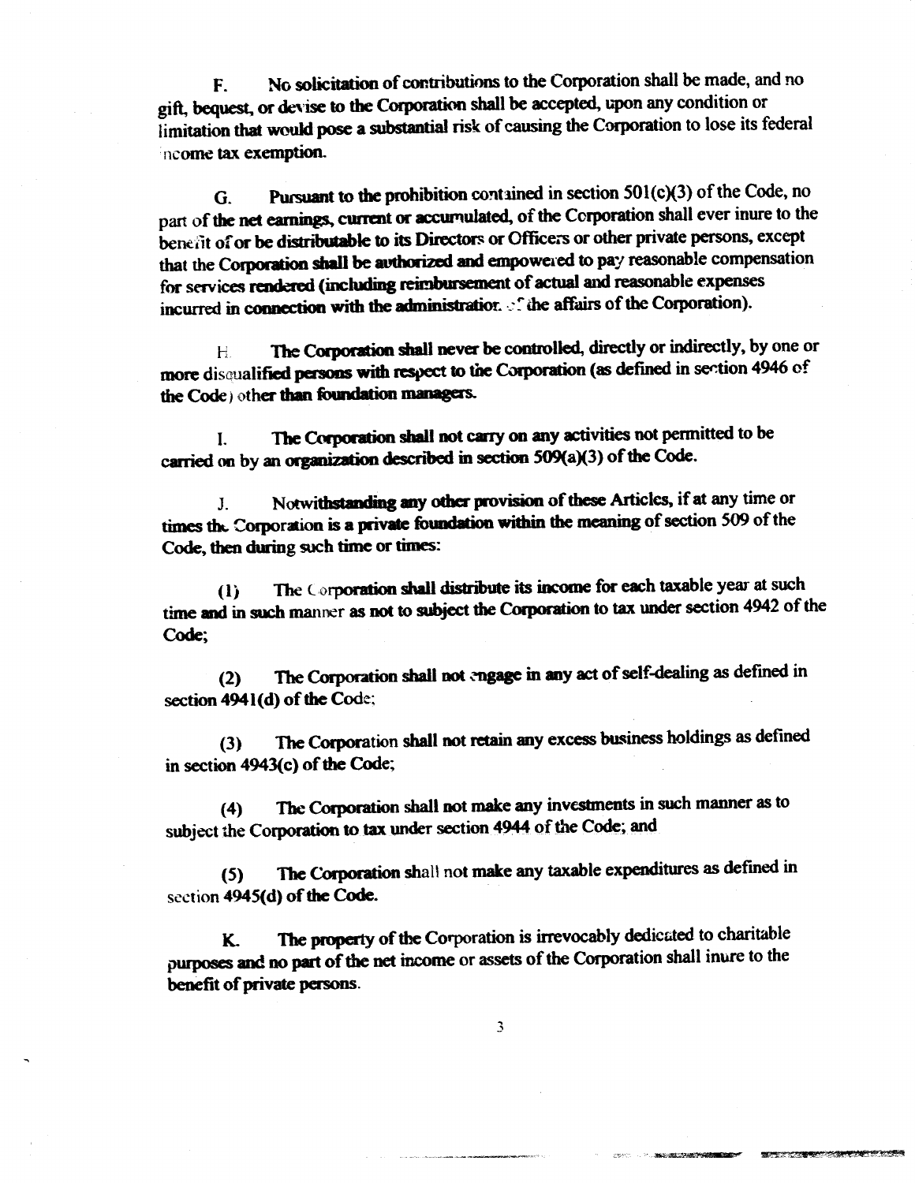F. No solicitation of contributions to the Corporation shall be made, and no gift, bequest, or devise to the Corporation shall be accepted, upon any condition or limitation that would pose a substantial risk of causing the Corporation to lose its federal income tax exemption.

G. Pursuant to the prohibition contained in section 501(c)(3) of the Code, no part of the net earnings, current or accumulated, of the Corporation shall ever inure to the benefit of or be distributable to its Directors or Officers or other private persons, except that the Corporation shall be authorized and empowered to pay reasonable compensation for services rendered (including reimbursement of actual and reasonable expenses incurred in connection with the administration of the affairs of the Corporation).

H. The Corporation shall never be controlled, directly or indirectly, by one or more disqualified persons with respect to the Corporation (as defined in section 4946 of the Code) other than foundation managers.

I. The Corporation shall not carry on any activities not permitted to be carried on by an organization described in section 509(a)(3) of the Code.

J. Notwithstanding any other provision of these Articles, if at any time or times the Corporation is a private foundation within the meaning of section 509 of the Code, then during such time or times:

(1) The Corporation shall distribute its income for each taxable year at such time and in such manner as not to subject the Corporation to tax under section 4942 of the Code;

(2) The Corporation shall not engage in any act of self-dealing as defined in section 4941(d) of the Code;

(3) The Corporation shall not retain any excess business holdings as defined in section 4943(c) of the Code;

(4) The Corporation shall not make any investments in such manner as to subject the Corporation to tax under section 4944 of the Code; and

(5) The Corporation shall not make any taxable expenditures as defined in section 4945(d) of the Code.

K. The property of the Corporation is irrevocably dedicated to charitable purposes and no part of the net income or assets of the Corporation shall inure to the benefit of private persons.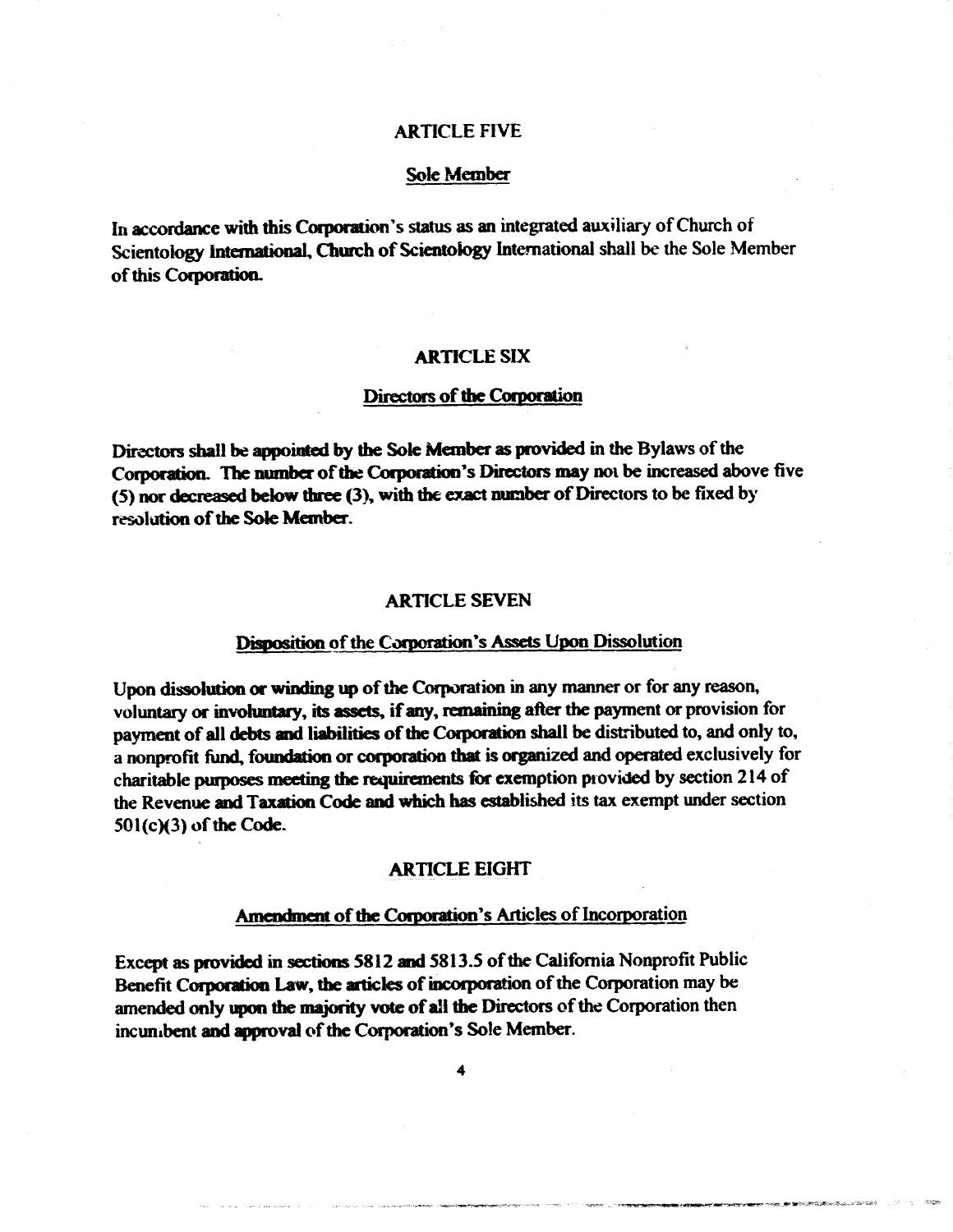## ARTICLE FIVE

### Sole Member

In accordance with this Corporation's status as an integrated auxiliary of Church of Scientology International, Church of Scientology International shall be the Sole Member of this Corporation.

## ARTICLE SIX

### Directors of the Corporation

Directors shall be appointed by the Sole Member as provided in the Bylaws of the Corporation. The number of the Corporation's Directors may not be increased above five (5) nor decreased below three (3), with the exact number of Directors to be fixed by resolution of the Sole Member.

## ARTICLE SEVEN

### Disposition of the Corporation's Assets Upon Dissolution

Upon dissolution or winding up of the Corporation in any manner or for any reason, voluntary or involuntary, its assets, if any, remaining after the payment or provision for payment of all debts and liabilities of the Corporation shall be distributed to, and only to, a nonprofit fund, foundation or corporation that is organized and operated exclusively for charitable purposes meeting the requirements for exemption provided by section 214 of the Revenue and Taxation Code and which has established its tax exempt under section 501(c)(3) of the Code.

## ARTICLE EIGHT

### Amendment of the Corporation's Articles of Incorporation

Except as provided in sections 5812 and 5813.5 of the California Nonprofit Public Benefit Corporation Law, the articles of incorporation of the Corporation may be amended only upon the majority vote of all the Directors of the Corporation then incumbent and approval of the Corporation's Sole Member.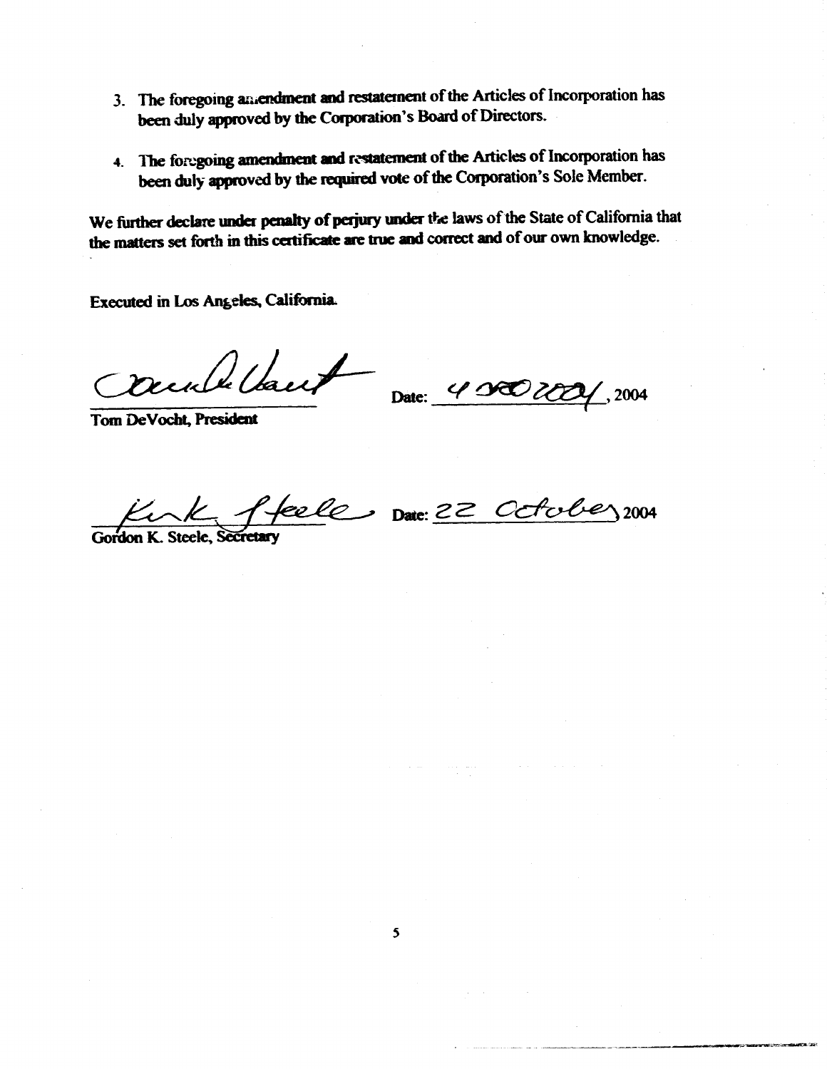3. The foregoing amendment and restatement of the Articles of Incorporation has been duly approved by the Corporation's Board of Directors.

4. The foregoing amendment and restatement of the Articles of Incorporation has been duly approved by the required vote of the Corporation's Sole Member.

We further declare under penalty of perjury under the laws of the State of California that the matters set forth in this certificate are true and correct and of our own knowledge.

Executed in Los Angeles, California.

_______________________ Date: 4 NOV 2004, 2004

Tom DeVocht, President

_______________________ Date: 22 October 2004

Gordon K. Steele, Secretary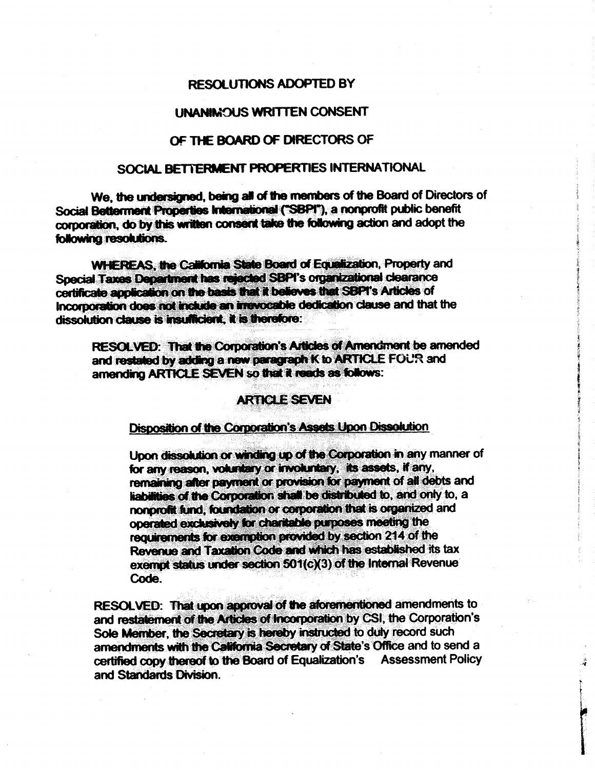# RESOLUTIONS ADOPTED BY

# UNANIMOUS WRITTEN CONSENT

# OF THE BOARD OF DIRECTORS OF

# SOCIAL BETTERMENT PROPERTIES INTERNATIONAL

We, the undersigned, being all of the members of the Board of Directors of Social Betterment Properties International ("SBPI"), a nonprofit public benefit corporation, do by this written consent take the following action and adopt the following resolutions.

WHEREAS, the California State Board of Equalization, Property and Special Taxes Department has rejected SBPI's organizational clearance certificate application on the basis that it believes that SBPI's Articles of Incorporation does not include an irrevocable dedication clause and that the dissolution clause is insufficient, it is therefore:

> RESOLVED: That the Corporation's Articles of Amendment be amended and restated by adding a new paragraph K to ARTICLE FOUR and amending ARTICLE SEVEN so that it reads as follows:
>
> **ARTICLE SEVEN**
>
> Disposition of the Corporation's Assets Upon Dissolution
>
> Upon dissolution or winding up of the Corporation in any manner of for any reason, voluntary or involuntary, its assets, if any, remaining after payment or provision for payment of all debts and liabilities of the Corporation shall be distributed to, and only to, a nonprofit fund, foundation or corporation that is organized and operated exclusively for charitable purposes meeting the requirements for exemption provided by section 214 of the Revenue and Taxation Code and which has established its tax exempt status under section 501(c)(3) of the Internal Revenue Code.

RESOLVED: That upon approval of the aforementioned amendments to and restatement of the Articles of Incorporation by CSI, the Corporation's Sole Member, the Secretary is hereby instructed to duly record such amendments with the California Secretary of State's Office and to send a certified copy thereof to the Board of Equalization's Assessment Policy and Standards Division.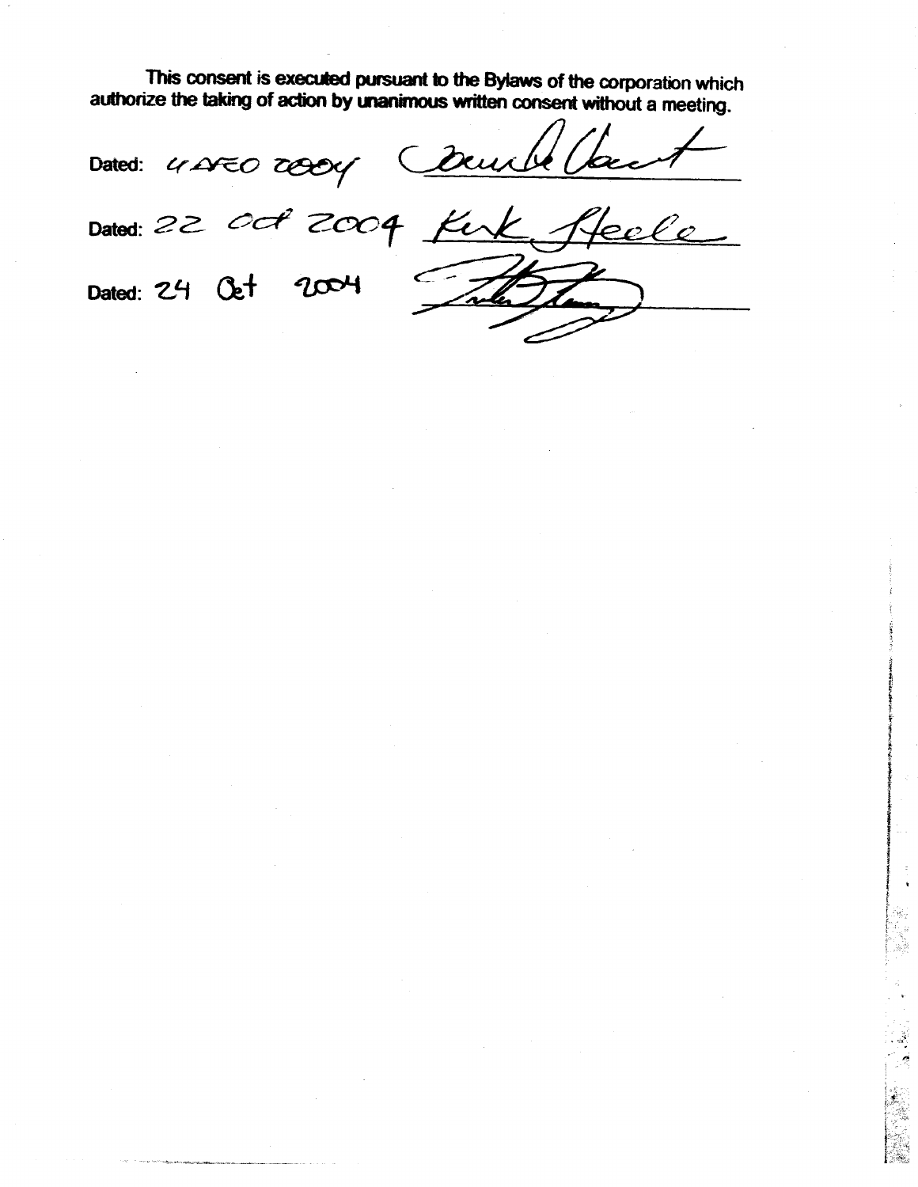This consent is executed pursuant to the Bylaws of the corporation which authorize the taking of action by unanimous written consent without a meeting.

Dated: 4 DEC 2004 ______________________

Dated: 22 Oct 2004 Kirk Steele

Dated: 24 Oct 2004 ______________________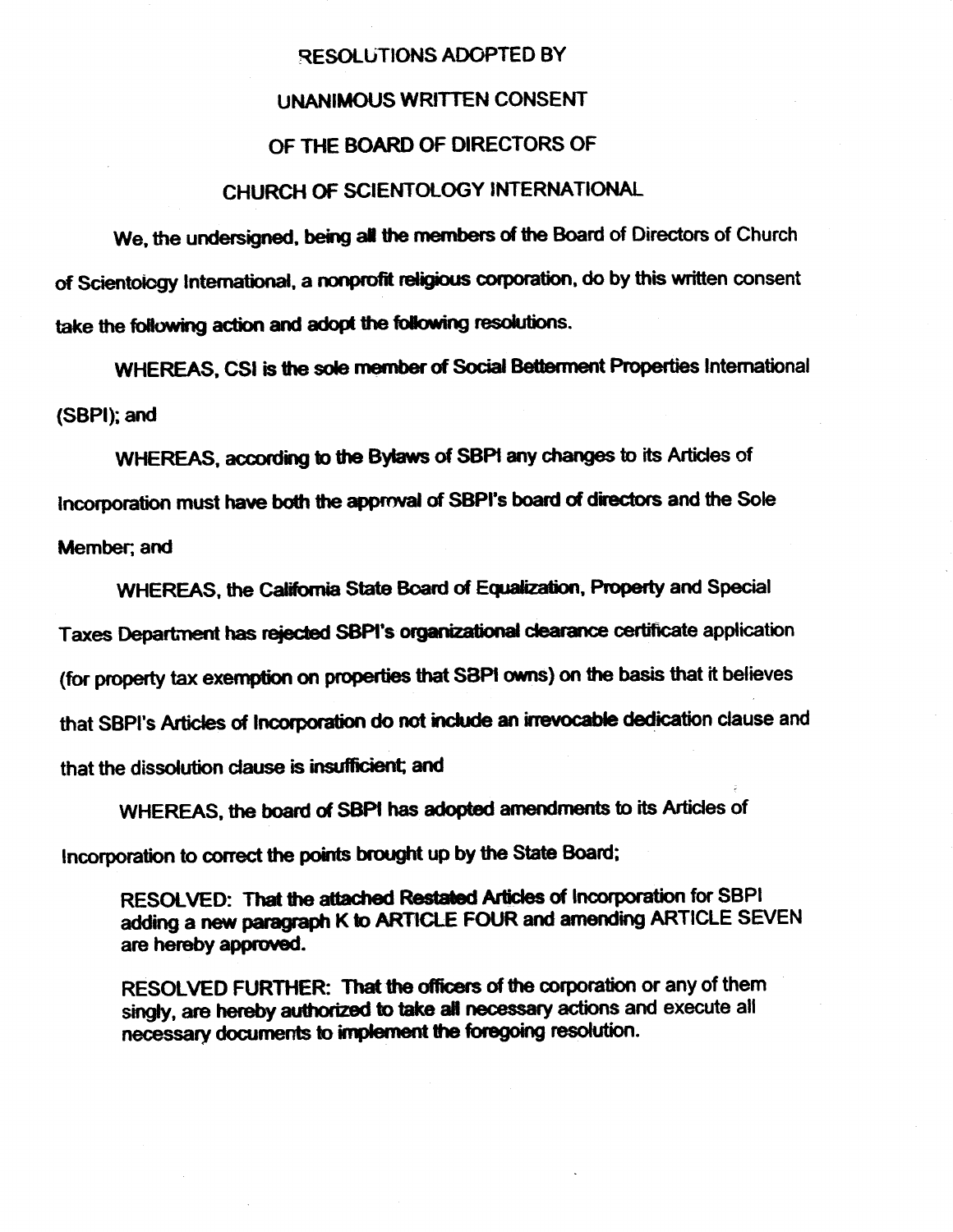# RESOLUTIONS ADOPTED BY

# UNANIMOUS WRITTEN CONSENT

# OF THE BOARD OF DIRECTORS OF

# CHURCH OF SCIENTOLOGY INTERNATIONAL

We, the undersigned, being all the members of the Board of Directors of Church of Scientology International, a nonprofit religious corporation, do by this written consent take the following action and adopt the following resolutions.

WHEREAS, CSI is the sole member of Social Betterment Properties International (SBPI); and

WHEREAS, according to the Bylaws of SBPI any changes to its Articles of Incorporation must have both the approval of SBPI's board of directors and the Sole Member; and

WHEREAS, the California State Board of Equalization, Property and Special Taxes Department has rejected SBPI's organizational clearance certificate application (for property tax exemption on properties that SBPI owns) on the basis that it believes that SBPI's Articles of Incorporation do not include an irrevocable dedication clause and that the dissolution clause is insufficient; and

WHEREAS, the board of SBPI has adopted amendments to its Articles of Incorporation to correct the points brought up by the State Board;

> RESOLVED: That the attached Restated Articles of Incorporation for SBPI adding a new paragraph K to ARTICLE FOUR and amending ARTICLE SEVEN are hereby approved.
>
> RESOLVED FURTHER: That the officers of the corporation or any of them singly, are hereby authorized to take all necessary actions and execute all necessary documents to implement the foregoing resolution.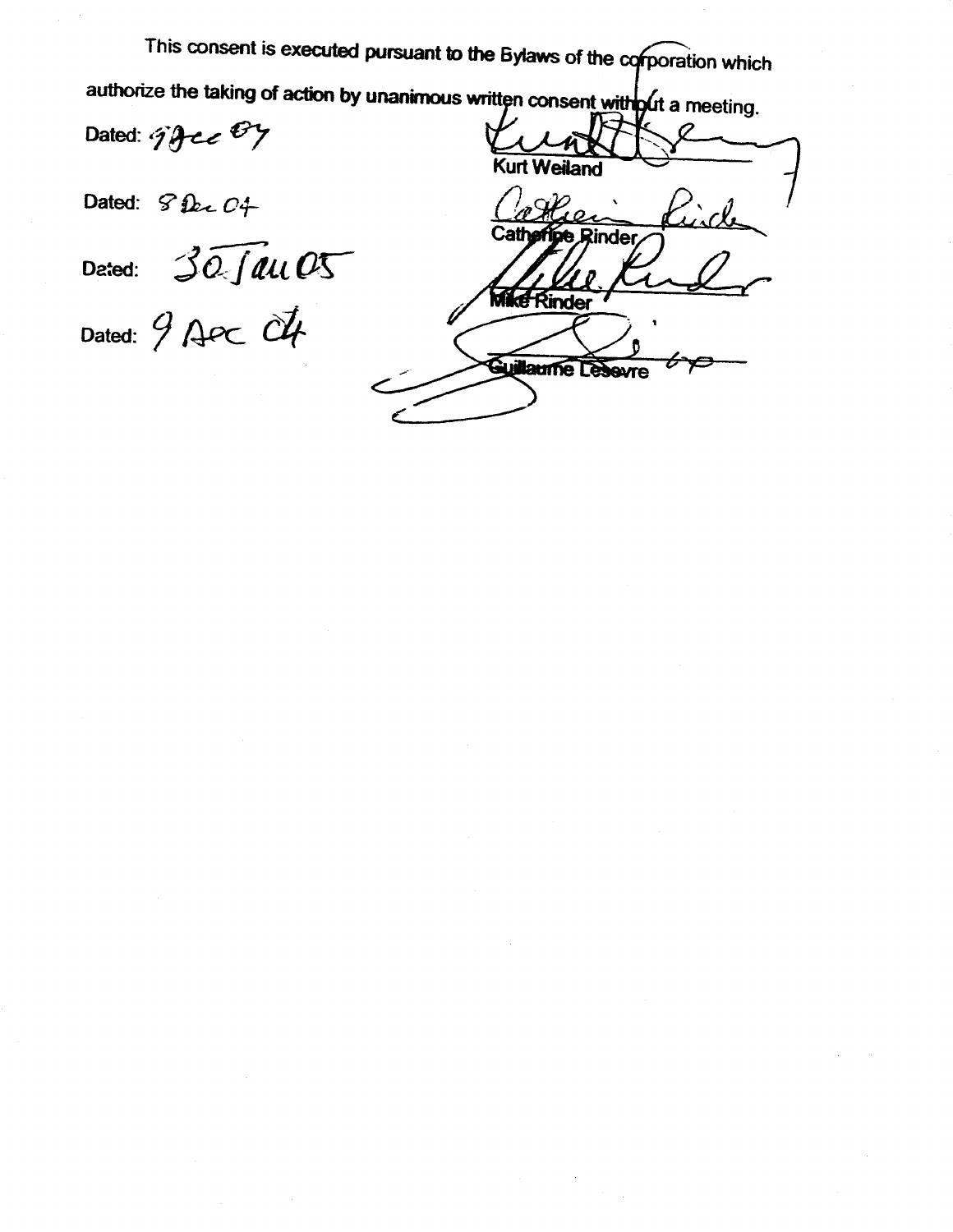This consent is executed pursuant to the Bylaws of the corporation which authorize the taking of action by unanimous written consent without a meeting.

Dated: 9 Dec 04

Kurt Weiland

Dated: 8 Dec 04

Catherine Rinder

Dated: 30 Jan 05

Mike Rinder

Dated: 9 Dec 04

Guillaume Lesevre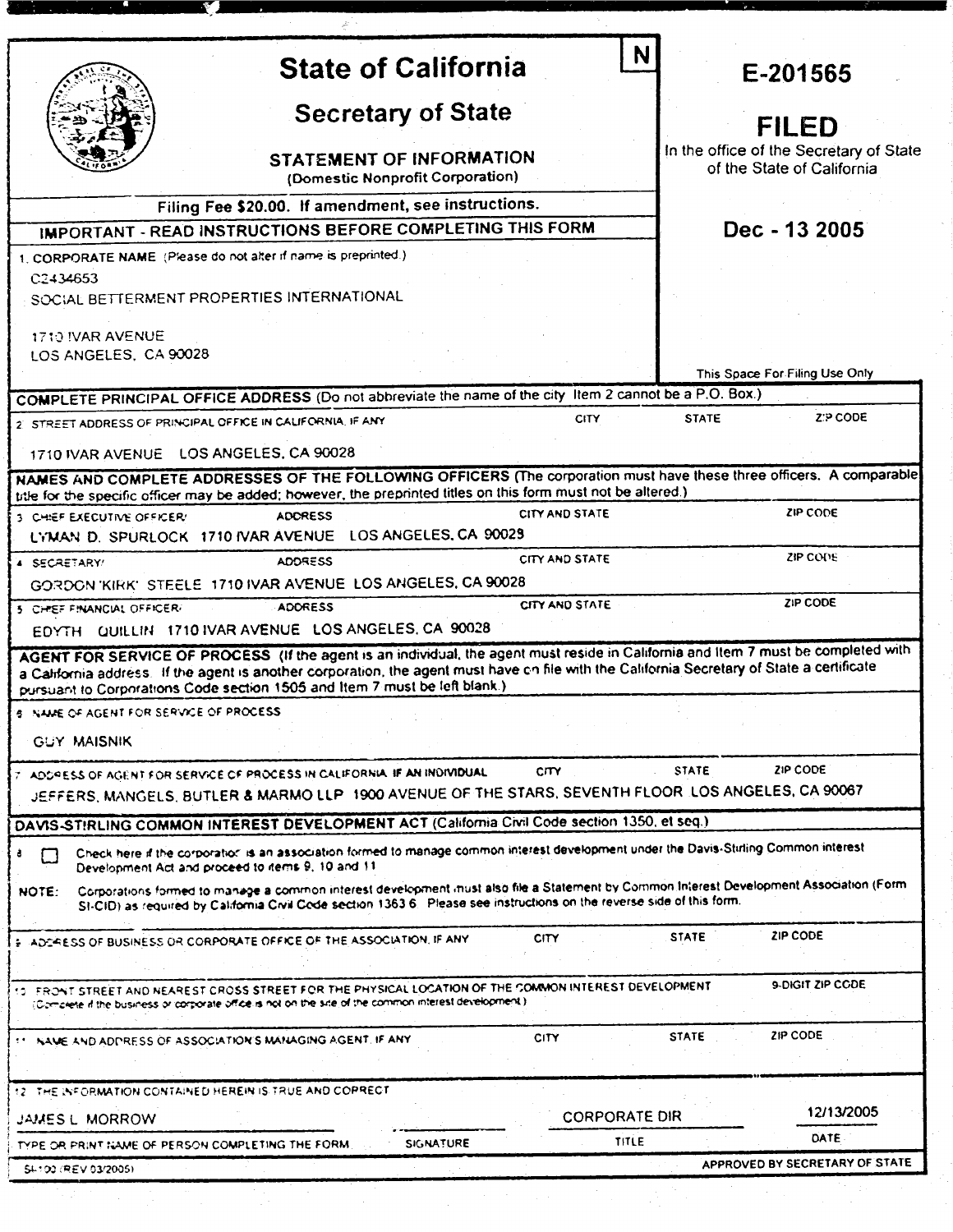# State of California

## Secretary of State

**STATEMENT OF INFORMATION**
(Domestic Nonprofit Corporation)

N

**E-201565**

**FILED**
In the office of the Secretary of State of the State of California

**Dec - 13 2005**

Filing Fee $20.00. If amendment, see instructions.

**IMPORTANT - READ INSTRUCTIONS BEFORE COMPLETING THIS FORM**

1. CORPORATE NAME (Please do not alter if name is preprinted.)

C2434653
SOCIAL BETTERMENT PROPERTIES INTERNATIONAL

1710 IVAR AVENUE
LOS ANGELES, CA 90028

This Space For Filing Use Only

**COMPLETE PRINCIPAL OFFICE ADDRESS** (Do not abbreviate the name of the city. Item 2 cannot be a P.O. Box.)

2. STREET ADDRESS OF PRINCIPAL OFFICE IN CALIFORNIA, IF ANY — CITY — STATE — ZIP CODE

1710 IVAR AVENUE LOS ANGELES, CA 90028

**NAMES AND COMPLETE ADDRESSES OF THE FOLLOWING OFFICERS** (The corporation must have these three officers. A comparable title for the specific officer may be added; however, the preprinted titles on this form must not be altered.)

3. CHIEF EXECUTIVE OFFICER/ — ADDRESS — CITY AND STATE — ZIP CODE

LYMAN D. SPURLOCK 1710 IVAR AVENUE LOS ANGELES, CA 90028

4. SECRETARY/ — ADDRESS — CITY AND STATE — ZIP CODE

GORDON 'KIRK' STEELE 1710 IVAR AVENUE LOS ANGELES, CA 90028

5. CHIEF FINANCIAL OFFICER/ — ADDRESS — CITY AND STATE — ZIP CODE

EDYTH QUILLIN 1710 IVAR AVENUE LOS ANGELES, CA 90028

**AGENT FOR SERVICE OF PROCESS** (If the agent is an individual, the agent must reside in California and Item 7 must be completed with a California address. If the agent is another corporation, the agent must have on file with the California Secretary of State a certificate pursuant to Corporations Code section 1505 and Item 7 must be left blank.)

6. NAME OF AGENT FOR SERVICE OF PROCESS

GUY MAISNIK

7. ADDRESS OF AGENT FOR SERVICE OF PROCESS IN CALIFORNIA, IF AN INDIVIDUAL — CITY — STATE — ZIP CODE

JEFFERS, MANGELS, BUTLER & MARMO LLP 1900 AVENUE OF THE STARS, SEVENTH FLOOR LOS ANGELES, CA 90067

**DAVIS-STIRLING COMMON INTEREST DEVELOPMENT ACT** (California Civil Code section 1350, et seq.)

8. ☐ Check here if the corporation is an association formed to manage common interest development under the Davis-Stirling Common Interest Development Act and proceed to items 9, 10 and 11

NOTE: Corporations formed to manage a common interest development must also file a Statement by Common Interest Development Association (Form SI-CID) as required by California Civil Code section 1363.6. Please see instructions on the reverse side of this form.

9. ADDRESS OF BUSINESS OR CORPORATE OFFICE OF THE ASSOCIATION, IF ANY — CITY — STATE — ZIP CODE

10. FRONT STREET AND NEAREST CROSS STREET FOR THE PHYSICAL LOCATION OF THE COMMON INTEREST DEVELOPMENT — 9-DIGIT ZIP CODE
(Complete if the business or corporate office is not on the site of the common interest development.)

11. NAME AND ADDRESS OF ASSOCIATION'S MANAGING AGENT, IF ANY — CITY — STATE — ZIP CODE

12. THE INFORMATION CONTAINED HEREIN IS TRUE AND CORRECT.

| | | | |
|---|---|---|---|
| JAMES L. MORROW | | CORPORATE DIR | 12/13/2005 |
| TYPE OR PRINT NAME OF PERSON COMPLETING THE FORM | SIGNATURE | TITLE | DATE |

SI-100 (REV 03/2005)

APPROVED BY SECRETARY OF STATE